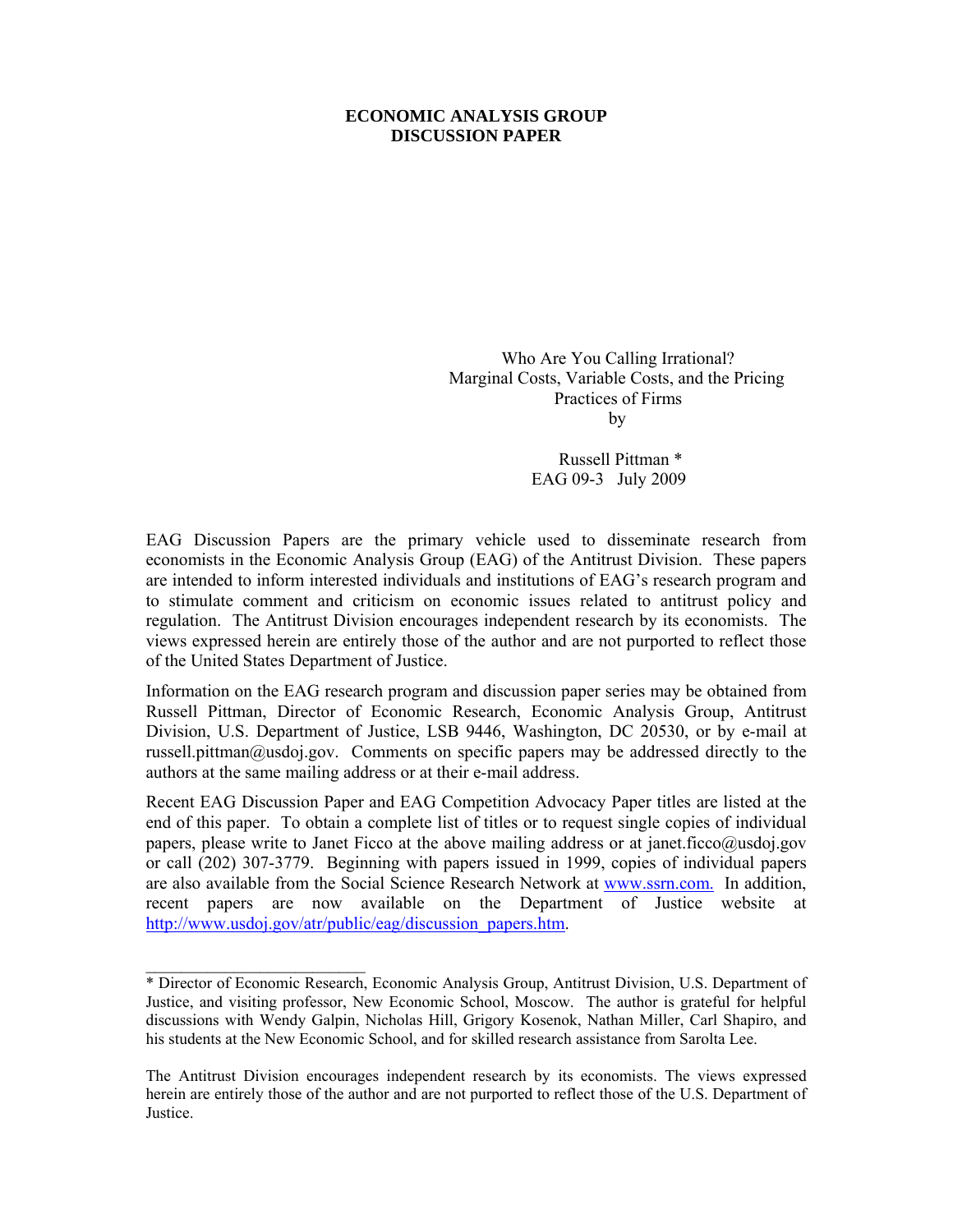**ECONOMIC ANALYSIS GROUP DISCUSSION PAPER**

Who Are You Calling Irrational?
Marginal Costs, Variable Costs, and the Pricing Practices of Firms
by

Russell Pittman *
EAG 09-3 July 2009

EAG Discussion Papers are the primary vehicle used to disseminate research from economists in the Economic Analysis Group (EAG) of the Antitrust Division. These papers are intended to inform interested individuals and institutions of EAG's research program and to stimulate comment and criticism on economic issues related to antitrust policy and regulation. The Antitrust Division encourages independent research by its economists. The views expressed herein are entirely those of the author and are not purported to reflect those of the United States Department of Justice.

Information on the EAG research program and discussion paper series may be obtained from Russell Pittman, Director of Economic Research, Economic Analysis Group, Antitrust Division, U.S. Department of Justice, LSB 9446, Washington, DC 20530, or by e-mail at russell.pittman@usdoj.gov. Comments on specific papers may be addressed directly to the authors at the same mailing address or at their e-mail address.

Recent EAG Discussion Paper and EAG Competition Advocacy Paper titles are listed at the end of this paper. To obtain a complete list of titles or to request single copies of individual papers, please write to Janet Ficco at the above mailing address or at janet.ficco@usdoj.gov or call (202) 307-3779. Beginning with papers issued in 1999, copies of individual papers are also available from the Social Science Research Network at [www.ssrn.com.](http://www.ssrn.com) In addition, recent papers are now available on the Department of Justice website at [http://www.usdoj.gov/atr/public/eag/discussion_papers.htm](http://www.usdoj.gov/atr/public/eag/discussion_papers.htm).

---

* Director of Economic Research, Economic Analysis Group, Antitrust Division, U.S. Department of Justice, and visiting professor, New Economic School, Moscow. The author is grateful for helpful discussions with Wendy Galpin, Nicholas Hill, Grigory Kosenok, Nathan Miller, Carl Shapiro, and his students at the New Economic School, and for skilled research assistance from Sarolta Lee.

The Antitrust Division encourages independent research by its economists. The views expressed herein are entirely those of the author and are not purported to reflect those of the U.S. Department of Justice.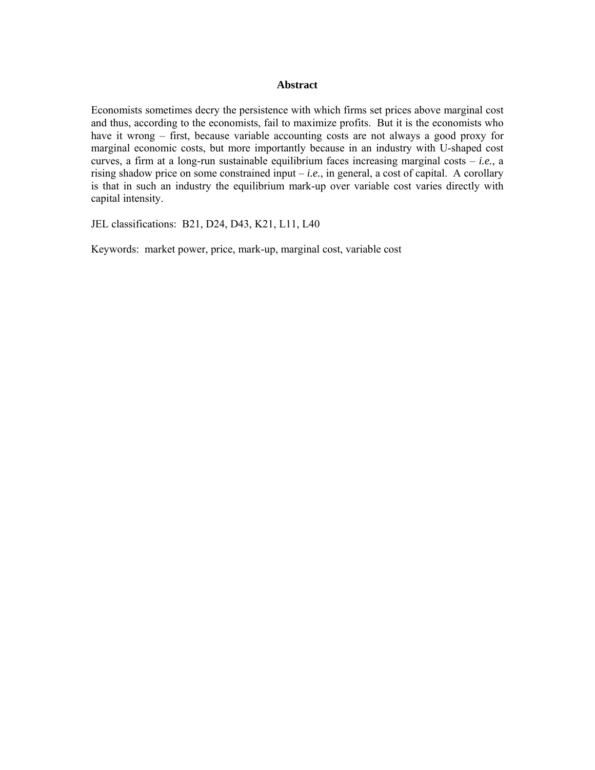## Abstract

Economists sometimes decry the persistence with which firms set prices above marginal cost and thus, according to the economists, fail to maximize profits. But it is the economists who have it wrong – first, because variable accounting costs are not always a good proxy for marginal economic costs, but more importantly because in an industry with U-shaped cost curves, a firm at a long-run sustainable equilibrium faces increasing marginal costs – *i.e.*, a rising shadow price on some constrained input – *i.e.*, in general, a cost of capital. A corollary is that in such an industry the equilibrium mark-up over variable cost varies directly with capital intensity.

JEL classifications: B21, D24, D43, K21, L11, L40

Keywords: market power, price, mark-up, marginal cost, variable cost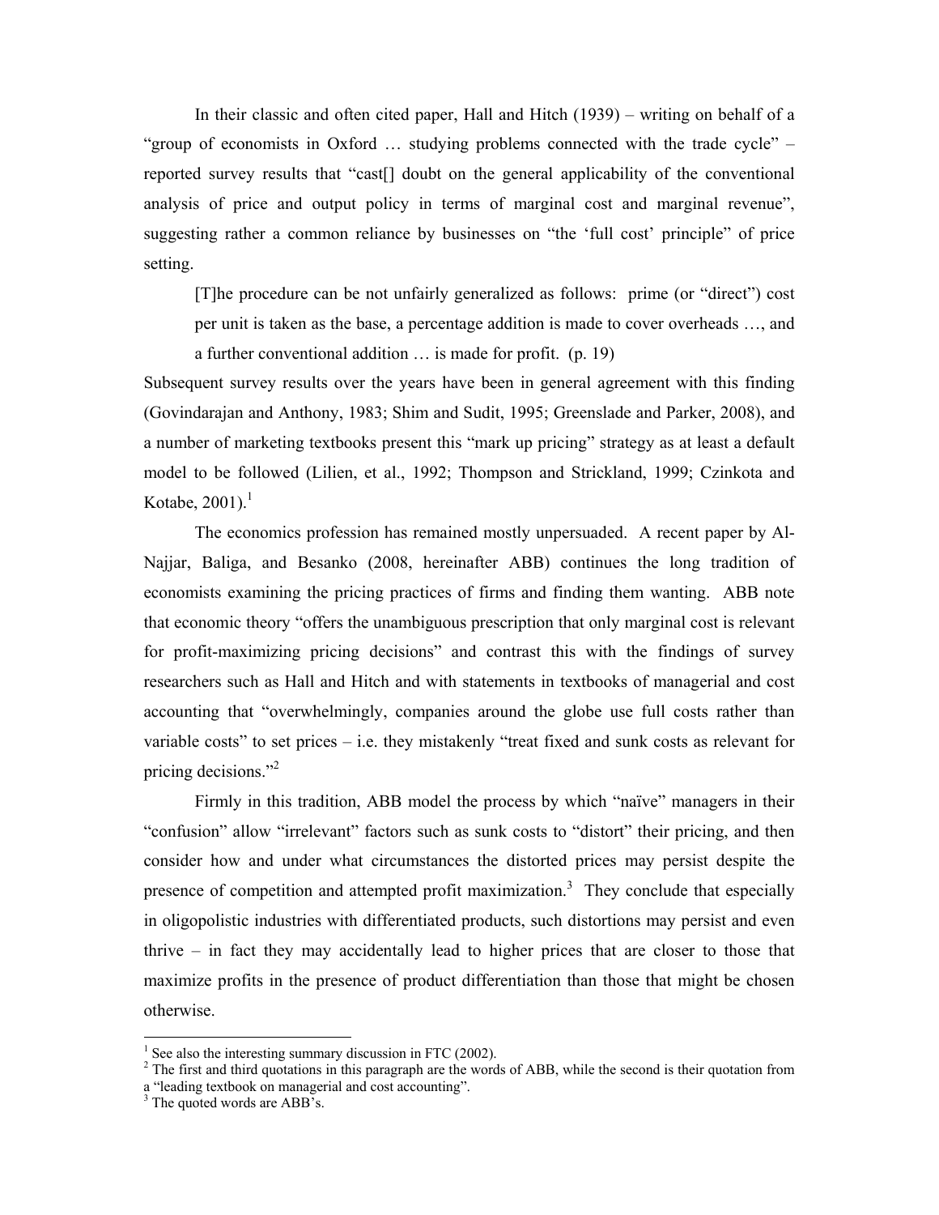In their classic and often cited paper, Hall and Hitch (1939) – writing on behalf of a "group of economists in Oxford … studying problems connected with the trade cycle" – reported survey results that "cast[] doubt on the general applicability of the conventional analysis of price and output policy in terms of marginal cost and marginal revenue", suggesting rather a common reliance by businesses on "the 'full cost' principle" of price setting.

> [T]he procedure can be not unfairly generalized as follows: prime (or "direct") cost per unit is taken as the base, a percentage addition is made to cover overheads …, and a further conventional addition … is made for profit. (p. 19)

Subsequent survey results over the years have been in general agreement with this finding (Govindarajan and Anthony, 1983; Shim and Sudit, 1995; Greenslade and Parker, 2008), and a number of marketing textbooks present this "mark up pricing" strategy as at least a default model to be followed (Lilien, et al., 1992; Thompson and Strickland, 1999; Czinkota and Kotabe, 2001).[1]

The economics profession has remained mostly unpersuaded. A recent paper by Al-Najjar, Baliga, and Besanko (2008, hereinafter ABB) continues the long tradition of economists examining the pricing practices of firms and finding them wanting. ABB note that economic theory "offers the unambiguous prescription that only marginal cost is relevant for profit-maximizing pricing decisions" and contrast this with the findings of survey researchers such as Hall and Hitch and with statements in textbooks of managerial and cost accounting that "overwhelmingly, companies around the globe use full costs rather than variable costs" to set prices – i.e. they mistakenly "treat fixed and sunk costs as relevant for pricing decisions."[2]

Firmly in this tradition, ABB model the process by which "naïve" managers in their "confusion" allow "irrelevant" factors such as sunk costs to "distort" their pricing, and then consider how and under what circumstances the distorted prices may persist despite the presence of competition and attempted profit maximization.[3] They conclude that especially in oligopolistic industries with differentiated products, such distortions may persist and even thrive – in fact they may accidentally lead to higher prices that are closer to those that maximize profits in the presence of product differentiation than those that might be chosen otherwise.

---

[1] See also the interesting summary discussion in FTC (2002).

[2] The first and third quotations in this paragraph are the words of ABB, while the second is their quotation from a "leading textbook on managerial and cost accounting".

[3] The quoted words are ABB's.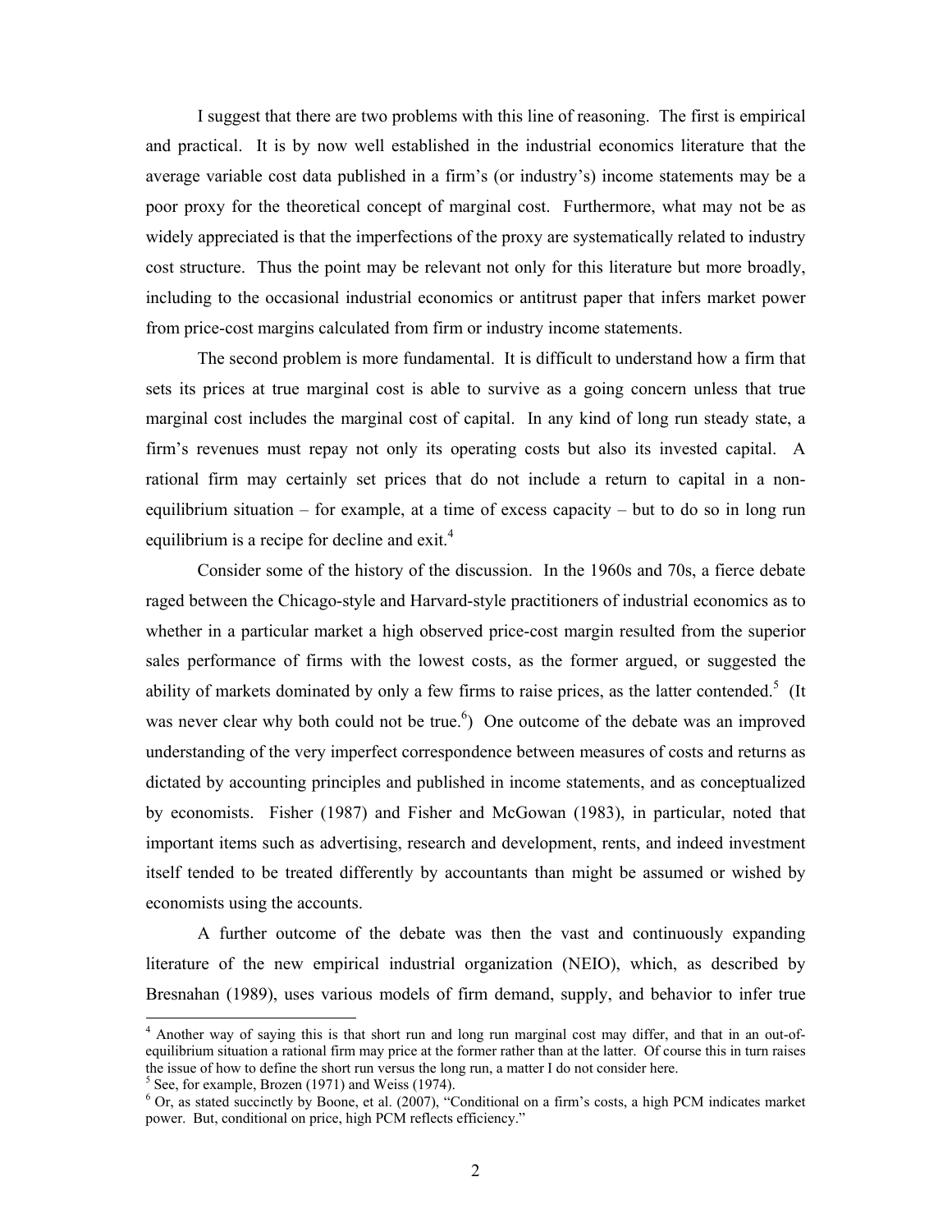I suggest that there are two problems with this line of reasoning. The first is empirical and practical. It is by now well established in the industrial economics literature that the average variable cost data published in a firm's (or industry's) income statements may be a poor proxy for the theoretical concept of marginal cost. Furthermore, what may not be as widely appreciated is that the imperfections of the proxy are systematically related to industry cost structure. Thus the point may be relevant not only for this literature but more broadly, including to the occasional industrial economics or antitrust paper that infers market power from price-cost margins calculated from firm or industry income statements.

The second problem is more fundamental. It is difficult to understand how a firm that sets its prices at true marginal cost is able to survive as a going concern unless that true marginal cost includes the marginal cost of capital. In any kind of long run steady state, a firm's revenues must repay not only its operating costs but also its invested capital. A rational firm may certainly set prices that do not include a return to capital in a non-equilibrium situation – for example, at a time of excess capacity – but to do so in long run equilibrium is a recipe for decline and exit.[4]

Consider some of the history of the discussion. In the 1960s and 70s, a fierce debate raged between the Chicago-style and Harvard-style practitioners of industrial economics as to whether in a particular market a high observed price-cost margin resulted from the superior sales performance of firms with the lowest costs, as the former argued, or suggested the ability of markets dominated by only a few firms to raise prices, as the latter contended.[5] (It was never clear why both could not be true.[6]) One outcome of the debate was an improved understanding of the very imperfect correspondence between measures of costs and returns as dictated by accounting principles and published in income statements, and as conceptualized by economists. Fisher (1987) and Fisher and McGowan (1983), in particular, noted that important items such as advertising, research and development, rents, and indeed investment itself tended to be treated differently by accountants than might be assumed or wished by economists using the accounts.

A further outcome of the debate was then the vast and continuously expanding literature of the new empirical industrial organization (NEIO), which, as described by Bresnahan (1989), uses various models of firm demand, supply, and behavior to infer true

---

[4] Another way of saying this is that short run and long run marginal cost may differ, and that in an out-of-equilibrium situation a rational firm may price at the former rather than at the latter. Of course this in turn raises the issue of how to define the short run versus the long run, a matter I do not consider here.

[5] See, for example, Brozen (1971) and Weiss (1974).

[6] Or, as stated succinctly by Boone, et al. (2007), "Conditional on a firm's costs, a high PCM indicates market power. But, conditional on price, high PCM reflects efficiency."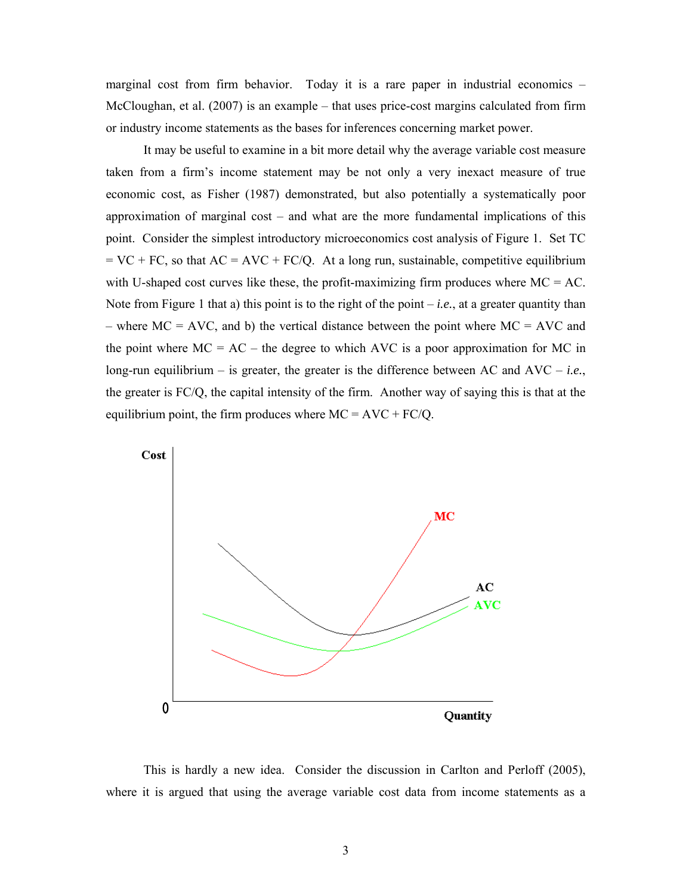marginal cost from firm behavior. Today it is a rare paper in industrial economics – McCloughan, et al. (2007) is an example – that uses price-cost margins calculated from firm or industry income statements as the bases for inferences concerning market power.

It may be useful to examine in a bit more detail why the average variable cost measure taken from a firm's income statement may be not only a very inexact measure of true economic cost, as Fisher (1987) demonstrated, but also potentially a systematically poor approximation of marginal cost – and what are the more fundamental implications of this point. Consider the simplest introductory microeconomics cost analysis of Figure 1. Set TC = VC + FC, so that AC = AVC + FC/Q. At a long run, sustainable, competitive equilibrium with U-shaped cost curves like these, the profit-maximizing firm produces where MC = AC. Note from Figure 1 that a) this point is to the right of the point – *i.e.*, at a greater quantity than – where MC = AVC, and b) the vertical distance between the point where MC = AVC and the point where MC = AC – the degree to which AVC is a poor approximation for MC in long-run equilibrium – is greater, the greater is the difference between AC and AVC – *i.e.*, the greater is FC/Q, the capital intensity of the firm. Another way of saying this is that at the equilibrium point, the firm produces where MC = AVC + FC/Q.

This is hardly a new idea. Consider the discussion in Carlton and Perloff (2005), where it is argued that using the average variable cost data from income statements as a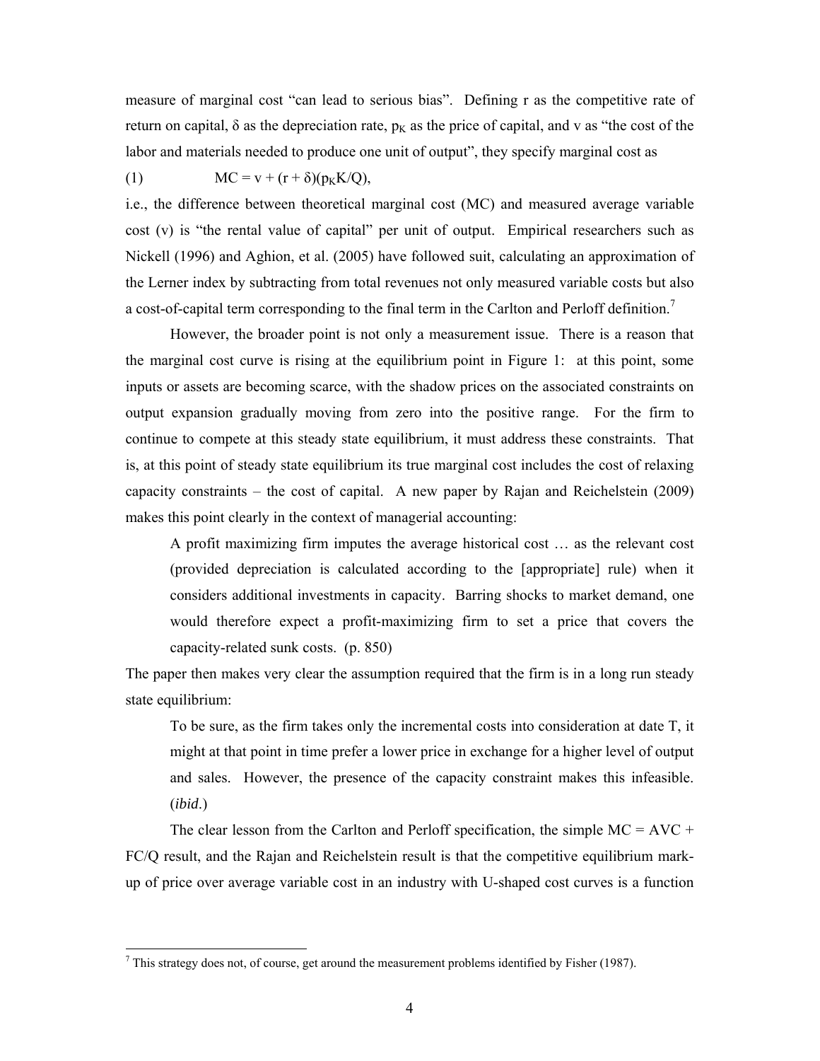measure of marginal cost "can lead to serious bias". Defining r as the competitive rate of return on capital, $\delta$ as the depreciation rate, $p_K$ as the price of capital, and v as "the cost of the labor and materials needed to produce one unit of output", they specify marginal cost as

$$MC = v + (r + \delta)(p_K K/Q), \quad (1)$$

i.e., the difference between theoretical marginal cost (MC) and measured average variable cost (v) is "the rental value of capital" per unit of output. Empirical researchers such as Nickell (1996) and Aghion, et al. (2005) have followed suit, calculating an approximation of the Lerner index by subtracting from total revenues not only measured variable costs but also a cost-of-capital term corresponding to the final term in the Carlton and Perloff definition.[7]

However, the broader point is not only a measurement issue. There is a reason that the marginal cost curve is rising at the equilibrium point in Figure 1: at this point, some inputs or assets are becoming scarce, with the shadow prices on the associated constraints on output expansion gradually moving from zero into the positive range. For the firm to continue to compete at this steady state equilibrium, it must address these constraints. That is, at this point of steady state equilibrium its true marginal cost includes the cost of relaxing capacity constraints – the cost of capital. A new paper by Rajan and Reichelstein (2009) makes this point clearly in the context of managerial accounting:

> A profit maximizing firm imputes the average historical cost … as the relevant cost (provided depreciation is calculated according to the [appropriate] rule) when it considers additional investments in capacity. Barring shocks to market demand, one would therefore expect a profit-maximizing firm to set a price that covers the capacity-related sunk costs. (p. 850)

The paper then makes very clear the assumption required that the firm is in a long run steady state equilibrium:

> To be sure, as the firm takes only the incremental costs into consideration at date T, it might at that point in time prefer a lower price in exchange for a higher level of output and sales. However, the presence of the capacity constraint makes this infeasible. (*ibid*.)

The clear lesson from the Carlton and Perloff specification, the simple MC = AVC + FC/Q result, and the Rajan and Reichelstein result is that the competitive equilibrium mark-up of price over average variable cost in an industry with U-shaped cost curves is a function

[7] This strategy does not, of course, get around the measurement problems identified by Fisher (1987).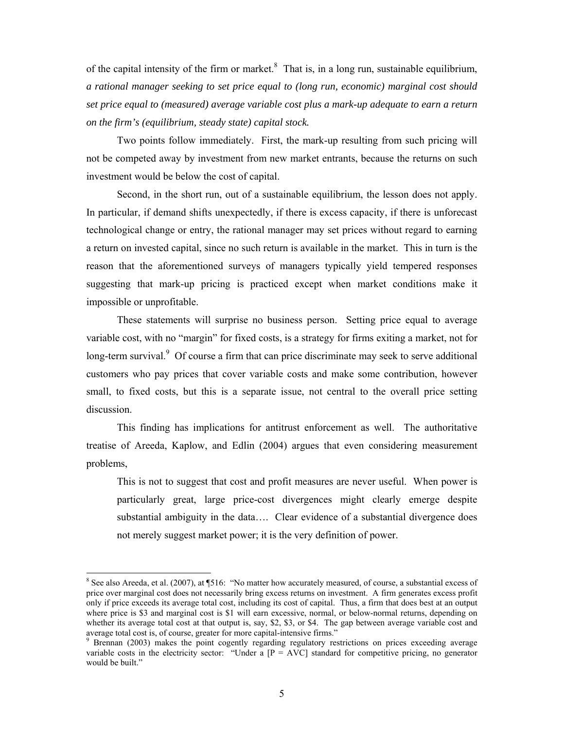of the capital intensity of the firm or market.[8] That is, in a long run, sustainable equilibrium, *a rational manager seeking to set price equal to (long run, economic) marginal cost should set price equal to (measured) average variable cost plus a mark-up adequate to earn a return on the firm's (equilibrium, steady state) capital stock.*

Two points follow immediately. First, the mark-up resulting from such pricing will not be competed away by investment from new market entrants, because the returns on such investment would be below the cost of capital.

Second, in the short run, out of a sustainable equilibrium, the lesson does not apply. In particular, if demand shifts unexpectedly, if there is excess capacity, if there is unforecast technological change or entry, the rational manager may set prices without regard to earning a return on invested capital, since no such return is available in the market. This in turn is the reason that the aforementioned surveys of managers typically yield tempered responses suggesting that mark-up pricing is practiced except when market conditions make it impossible or unprofitable.

These statements will surprise no business person. Setting price equal to average variable cost, with no "margin" for fixed costs, is a strategy for firms exiting a market, not for long-term survival.[9] Of course a firm that can price discriminate may seek to serve additional customers who pay prices that cover variable costs and make some contribution, however small, to fixed costs, but this is a separate issue, not central to the overall price setting discussion.

This finding has implications for antitrust enforcement as well. The authoritative treatise of Areeda, Kaplow, and Edlin (2004) argues that even considering measurement problems,

> This is not to suggest that cost and profit measures are never useful. When power is particularly great, large price-cost divergences might clearly emerge despite substantial ambiguity in the data…. Clear evidence of a substantial divergence does not merely suggest market power; it is the very definition of power.

---

[8] See also Areeda, et al. (2007), at ¶516: "No matter how accurately measured, of course, a substantial excess of price over marginal cost does not necessarily bring excess returns on investment. A firm generates excess profit only if price exceeds its average total cost, including its cost of capital. Thus, a firm that does best at an output where price is \$3 and marginal cost is \$1 will earn excessive, normal, or below-normal returns, depending on whether its average total cost at that output is, say, \$2, \$3, or \$4. The gap between average variable cost and average total cost is, of course, greater for more capital-intensive firms."

[9] Brennan (2003) makes the point cogently regarding regulatory restrictions on prices exceeding average variable costs in the electricity sector: "Under a [P = AVC] standard for competitive pricing, no generator would be built."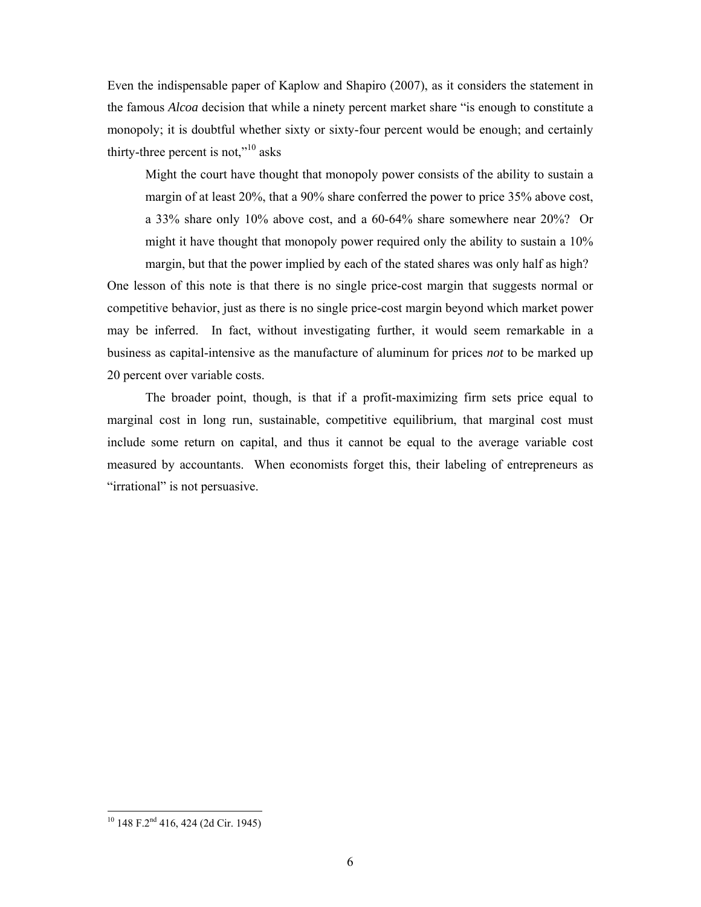Even the indispensable paper of Kaplow and Shapiro (2007), as it considers the statement in the famous *Alcoa* decision that while a ninety percent market share "is enough to constitute a monopoly; it is doubtful whether sixty or sixty-four percent would be enough; and certainly thirty-three percent is not,"[10] asks

> Might the court have thought that monopoly power consists of the ability to sustain a margin of at least 20%, that a 90% share conferred the power to price 35% above cost, a 33% share only 10% above cost, and a 60-64% share somewhere near 20%? Or might it have thought that monopoly power required only the ability to sustain a 10% margin, but that the power implied by each of the stated shares was only half as high?

One lesson of this note is that there is no single price-cost margin that suggests normal or competitive behavior, just as there is no single price-cost margin beyond which market power may be inferred. In fact, without investigating further, it would seem remarkable in a business as capital-intensive as the manufacture of aluminum for prices *not* to be marked up 20 percent over variable costs.

The broader point, though, is that if a profit-maximizing firm sets price equal to marginal cost in long run, sustainable, competitive equilibrium, that marginal cost must include some return on capital, and thus it cannot be equal to the average variable cost measured by accountants. When economists forget this, their labeling of entrepreneurs as "irrational" is not persuasive.

---

[10] 148 F.2nd 416, 424 (2d Cir. 1945)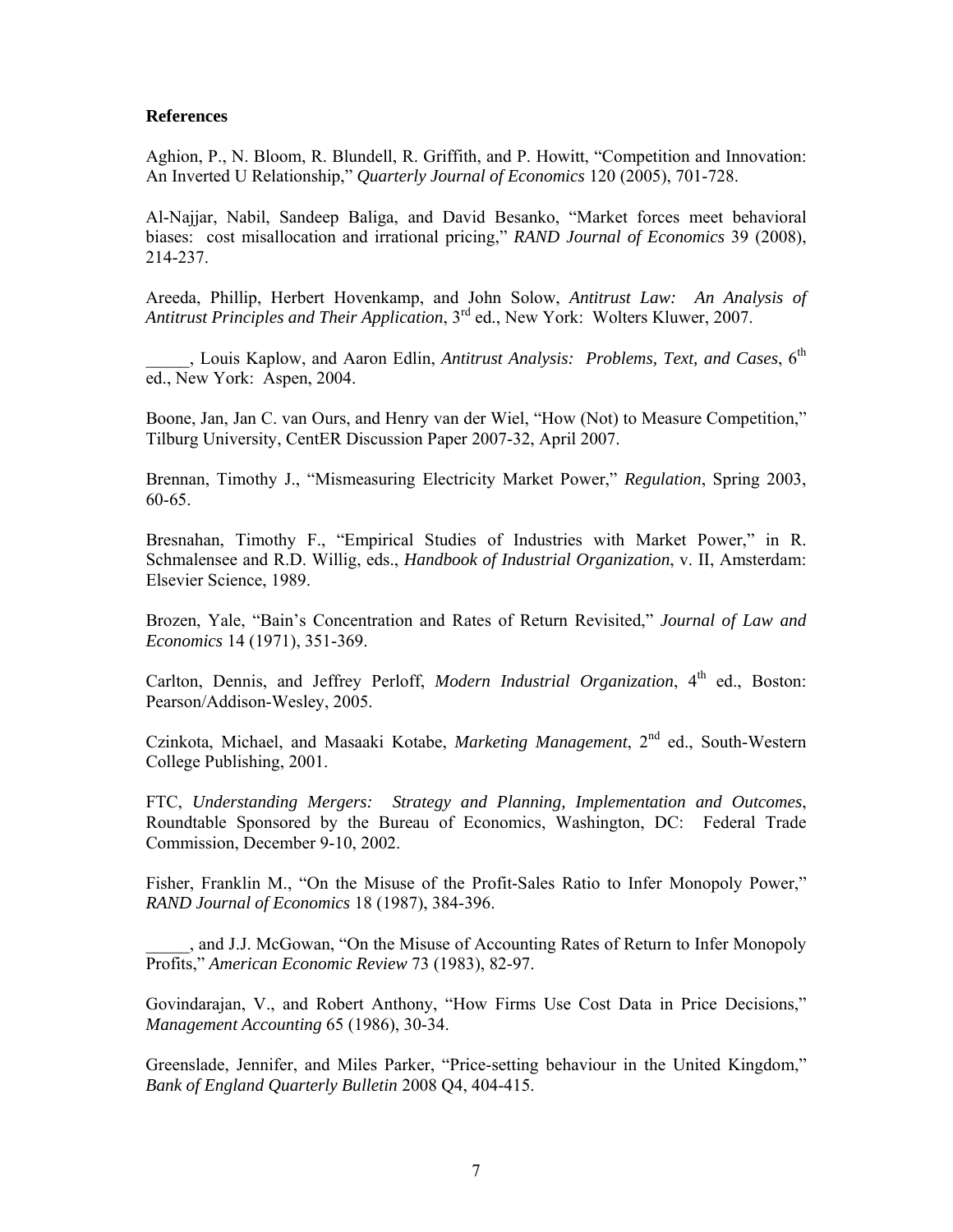**References**

Aghion, P., N. Bloom, R. Blundell, R. Griffith, and P. Howitt, "Competition and Innovation: An Inverted U Relationship," *Quarterly Journal of Economics* 120 (2005), 701-728.

Al-Najjar, Nabil, Sandeep Baliga, and David Besanko, "Market forces meet behavioral biases: cost misallocation and irrational pricing," *RAND Journal of Economics* 39 (2008), 214-237.

Areeda, Phillip, Herbert Hovenkamp, and John Solow, *Antitrust Law: An Analysis of Antitrust Principles and Their Application*, 3rd ed., New York: Wolters Kluwer, 2007.

_____, Louis Kaplow, and Aaron Edlin, *Antitrust Analysis: Problems, Text, and Cases*, 6th ed., New York: Aspen, 2004.

Boone, Jan, Jan C. van Ours, and Henry van der Wiel, "How (Not) to Measure Competition," Tilburg University, CentER Discussion Paper 2007-32, April 2007.

Brennan, Timothy J., "Mismeasuring Electricity Market Power," *Regulation*, Spring 2003, 60-65.

Bresnahan, Timothy F., "Empirical Studies of Industries with Market Power," in R. Schmalensee and R.D. Willig, eds., *Handbook of Industrial Organization*, v. II, Amsterdam: Elsevier Science, 1989.

Brozen, Yale, "Bain's Concentration and Rates of Return Revisited," *Journal of Law and Economics* 14 (1971), 351-369.

Carlton, Dennis, and Jeffrey Perloff, *Modern Industrial Organization*, 4th ed., Boston: Pearson/Addison-Wesley, 2005.

Czinkota, Michael, and Masaaki Kotabe, *Marketing Management*, 2nd ed., South-Western College Publishing, 2001.

FTC, *Understanding Mergers: Strategy and Planning, Implementation and Outcomes*, Roundtable Sponsored by the Bureau of Economics, Washington, DC: Federal Trade Commission, December 9-10, 2002.

Fisher, Franklin M., "On the Misuse of the Profit-Sales Ratio to Infer Monopoly Power," *RAND Journal of Economics* 18 (1987), 384-396.

_____, and J.J. McGowan, "On the Misuse of Accounting Rates of Return to Infer Monopoly Profits," *American Economic Review* 73 (1983), 82-97.

Govindarajan, V., and Robert Anthony, "How Firms Use Cost Data in Price Decisions," *Management Accounting* 65 (1986), 30-34.

Greenslade, Jennifer, and Miles Parker, "Price-setting behaviour in the United Kingdom," *Bank of England Quarterly Bulletin* 2008 Q4, 404-415.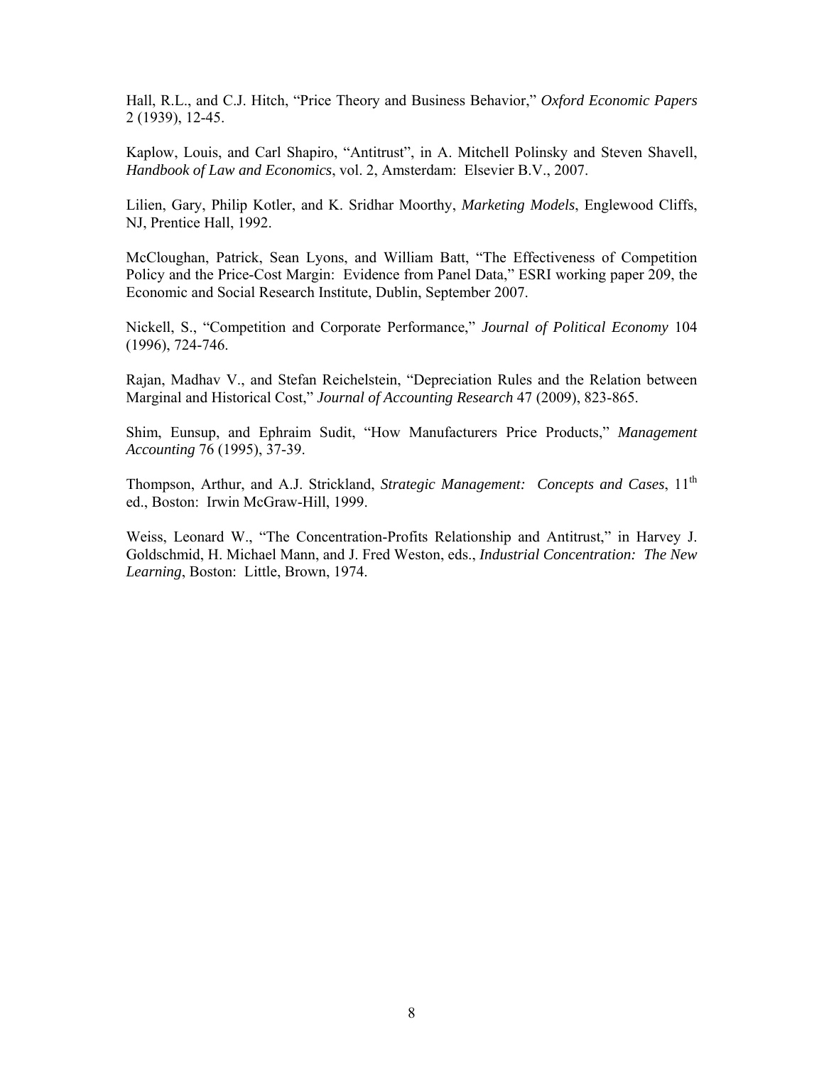Hall, R.L., and C.J. Hitch, "Price Theory and Business Behavior," *Oxford Economic Papers* 2 (1939), 12-45.

Kaplow, Louis, and Carl Shapiro, "Antitrust", in A. Mitchell Polinsky and Steven Shavell, *Handbook of Law and Economics*, vol. 2, Amsterdam: Elsevier B.V., 2007.

Lilien, Gary, Philip Kotler, and K. Sridhar Moorthy, *Marketing Models*, Englewood Cliffs, NJ, Prentice Hall, 1992.

McCloughan, Patrick, Sean Lyons, and William Batt, "The Effectiveness of Competition Policy and the Price-Cost Margin: Evidence from Panel Data," ESRI working paper 209, the Economic and Social Research Institute, Dublin, September 2007.

Nickell, S., "Competition and Corporate Performance," *Journal of Political Economy* 104 (1996), 724-746.

Rajan, Madhav V., and Stefan Reichelstein, "Depreciation Rules and the Relation between Marginal and Historical Cost," *Journal of Accounting Research* 47 (2009), 823-865.

Shim, Eunsup, and Ephraim Sudit, "How Manufacturers Price Products," *Management Accounting* 76 (1995), 37-39.

Thompson, Arthur, and A.J. Strickland, *Strategic Management: Concepts and Cases*, 11th ed., Boston: Irwin McGraw-Hill, 1999.

Weiss, Leonard W., "The Concentration-Profits Relationship and Antitrust," in Harvey J. Goldschmid, H. Michael Mann, and J. Fred Weston, eds., *Industrial Concentration: The New Learning*, Boston: Little, Brown, 1974.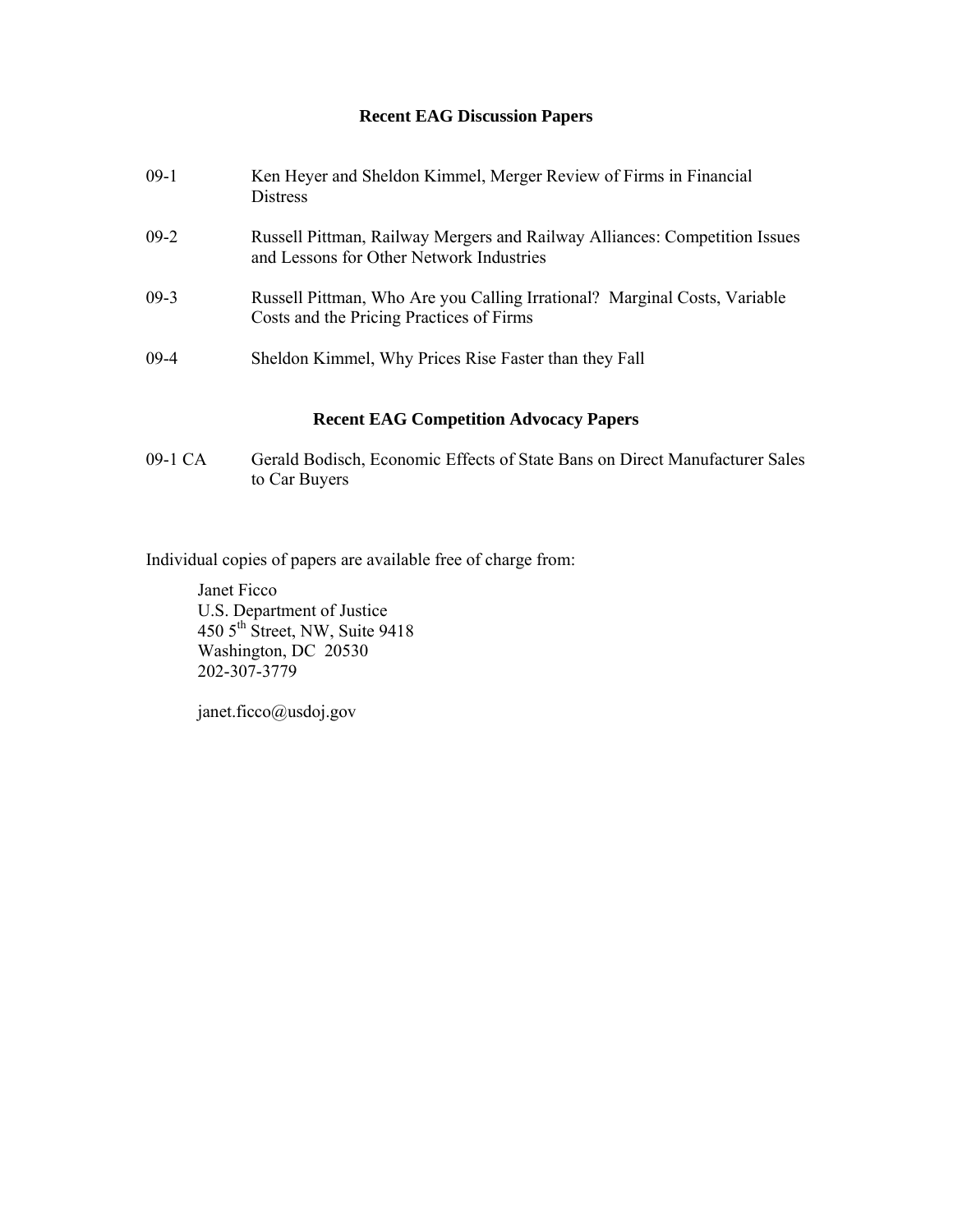## Recent EAG Discussion Papers

| | |
|---|---|
| 09-1 | Ken Heyer and Sheldon Kimmel, Merger Review of Firms in Financial Distress |
| 09-2 | Russell Pittman, Railway Mergers and Railway Alliances: Competition Issues and Lessons for Other Network Industries |
| 09-3 | Russell Pittman, Who Are you Calling Irrational? Marginal Costs, Variable Costs and the Pricing Practices of Firms |
| 09-4 | Sheldon Kimmel, Why Prices Rise Faster than they Fall |

## Recent EAG Competition Advocacy Papers

| | |
|---|---|
| 09-1 CA | Gerald Bodisch, Economic Effects of State Bans on Direct Manufacturer Sales to Car Buyers |

Individual copies of papers are available free of charge from:

Janet Ficco
U.S. Department of Justice
450 5th Street, NW, Suite 9418
Washington, DC 20530
202-307-3779

janet.ficco@usdoj.gov